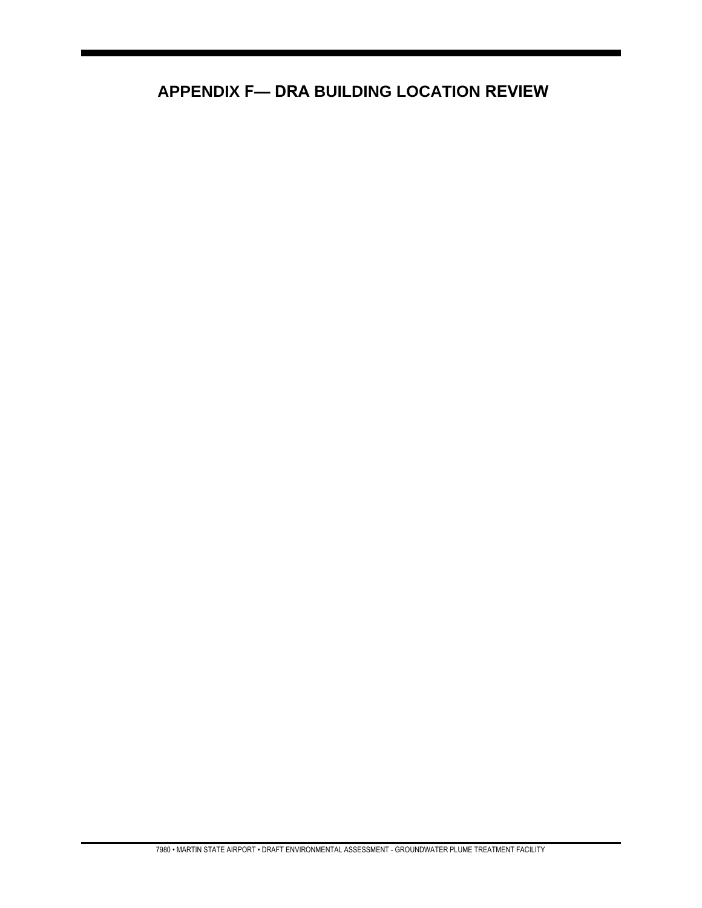# APPENDIX F— DRA BUILDING LOCATION REVIEW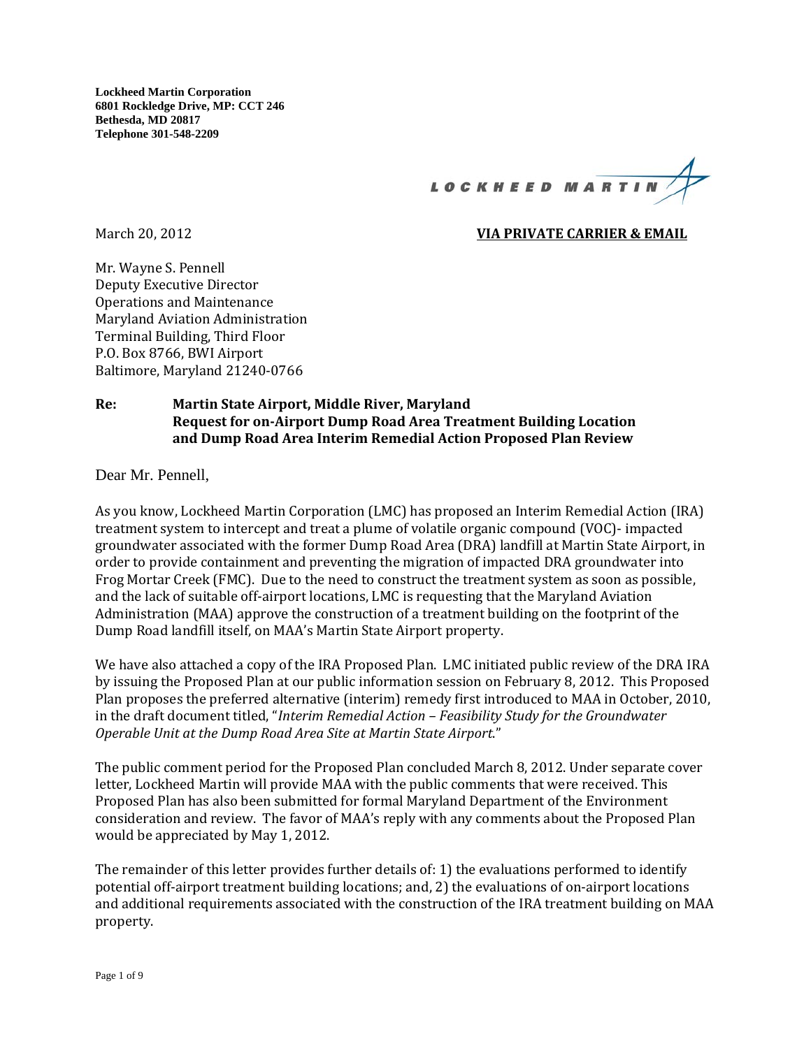**Lockheed Martin Corporation**
**6801 Rockledge Drive, MP: CCT 246**
**Bethesda, MD 20817**
**Telephone 301-548-2209**

LOCKHEED MARTIN

March 20, 2012

**VIA PRIVATE CARRIER & EMAIL**

Mr. Wayne S. Pennell
Deputy Executive Director
Operations and Maintenance
Maryland Aviation Administration
Terminal Building, Third Floor
P.O. Box 8766, BWI Airport
Baltimore, Maryland 21240-0766

**Re: Martin State Airport, Middle River, Maryland**
**Request for on-Airport Dump Road Area Treatment Building Location and Dump Road Area Interim Remedial Action Proposed Plan Review**

Dear Mr. Pennell,

As you know, Lockheed Martin Corporation (LMC) has proposed an Interim Remedial Action (IRA) treatment system to intercept and treat a plume of volatile organic compound (VOC)- impacted groundwater associated with the former Dump Road Area (DRA) landfill at Martin State Airport, in order to provide containment and preventing the migration of impacted DRA groundwater into Frog Mortar Creek (FMC). Due to the need to construct the treatment system as soon as possible, and the lack of suitable off-airport locations, LMC is requesting that the Maryland Aviation Administration (MAA) approve the construction of a treatment building on the footprint of the Dump Road landfill itself, on MAA's Martin State Airport property.

We have also attached a copy of the IRA Proposed Plan. LMC initiated public review of the DRA IRA by issuing the Proposed Plan at our public information session on February 8, 2012. This Proposed Plan proposes the preferred alternative (interim) remedy first introduced to MAA in October, 2010, in the draft document titled, "*Interim Remedial Action – Feasibility Study for the Groundwater Operable Unit at the Dump Road Area Site at Martin State Airport.*"

The public comment period for the Proposed Plan concluded March 8, 2012. Under separate cover letter, Lockheed Martin will provide MAA with the public comments that were received. This Proposed Plan has also been submitted for formal Maryland Department of the Environment consideration and review. The favor of MAA's reply with any comments about the Proposed Plan would be appreciated by May 1, 2012.

The remainder of this letter provides further details of: 1) the evaluations performed to identify potential off-airport treatment building locations; and, 2) the evaluations of on-airport locations and additional requirements associated with the construction of the IRA treatment building on MAA property.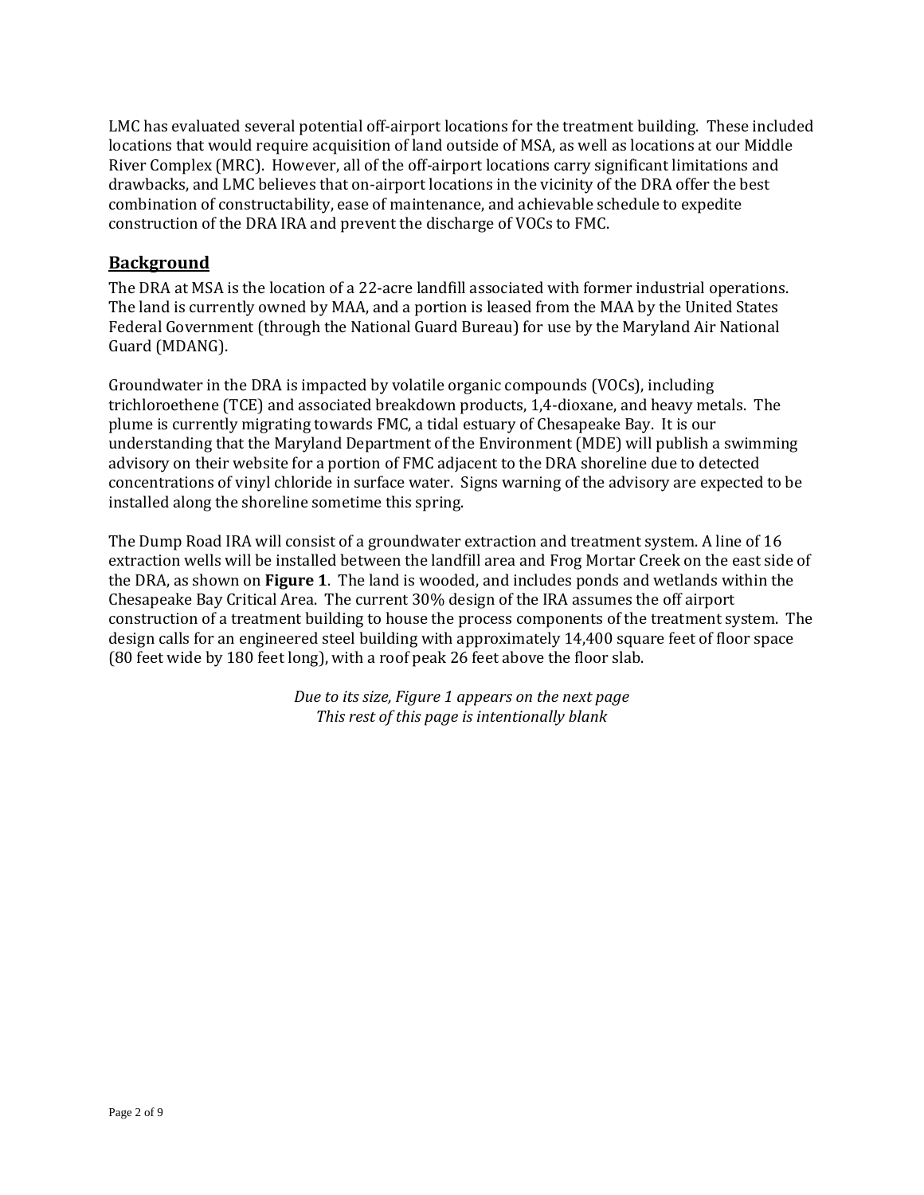LMC has evaluated several potential off-airport locations for the treatment building. These included locations that would require acquisition of land outside of MSA, as well as locations at our Middle River Complex (MRC). However, all of the off-airport locations carry significant limitations and drawbacks, and LMC believes that on-airport locations in the vicinity of the DRA offer the best combination of constructability, ease of maintenance, and achievable schedule to expedite construction of the DRA IRA and prevent the discharge of VOCs to FMC.

## Background

The DRA at MSA is the location of a 22-acre landfill associated with former industrial operations. The land is currently owned by MAA, and a portion is leased from the MAA by the United States Federal Government (through the National Guard Bureau) for use by the Maryland Air National Guard (MDANG).

Groundwater in the DRA is impacted by volatile organic compounds (VOCs), including trichloroethene (TCE) and associated breakdown products, 1,4-dioxane, and heavy metals. The plume is currently migrating towards FMC, a tidal estuary of Chesapeake Bay. It is our understanding that the Maryland Department of the Environment (MDE) will publish a swimming advisory on their website for a portion of FMC adjacent to the DRA shoreline due to detected concentrations of vinyl chloride in surface water. Signs warning of the advisory are expected to be installed along the shoreline sometime this spring.

The Dump Road IRA will consist of a groundwater extraction and treatment system. A line of 16 extraction wells will be installed between the landfill area and Frog Mortar Creek on the east side of the DRA, as shown on **Figure 1**. The land is wooded, and includes ponds and wetlands within the Chesapeake Bay Critical Area. The current 30% design of the IRA assumes the off airport construction of a treatment building to house the process components of the treatment system. The design calls for an engineered steel building with approximately 14,400 square feet of floor space (80 feet wide by 180 feet long), with a roof peak 26 feet above the floor slab.

*Due to its size, Figure 1 appears on the next page*
*This rest of this page is intentionally blank*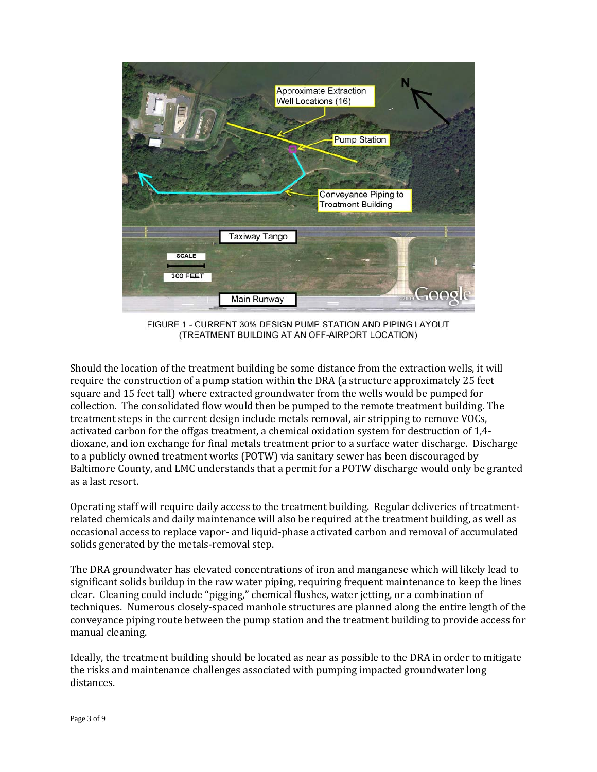FIGURE 1 - CURRENT 30% DESIGN PUMP STATION AND PIPING LAYOUT (TREATMENT BUILDING AT AN OFF-AIRPORT LOCATION)

Should the location of the treatment building be some distance from the extraction wells, it will require the construction of a pump station within the DRA (a structure approximately 25 feet square and 15 feet tall) where extracted groundwater from the wells would be pumped for collection. The consolidated flow would then be pumped to the remote treatment building. The treatment steps in the current design include metals removal, air stripping to remove VOCs, activated carbon for the offgas treatment, a chemical oxidation system for destruction of 1,4-dioxane, and ion exchange for final metals treatment prior to a surface water discharge. Discharge to a publicly owned treatment works (POTW) via sanitary sewer has been discouraged by Baltimore County, and LMC understands that a permit for a POTW discharge would only be granted as a last resort.

Operating staff will require daily access to the treatment building. Regular deliveries of treatment-related chemicals and daily maintenance will also be required at the treatment building, as well as occasional access to replace vapor- and liquid-phase activated carbon and removal of accumulated solids generated by the metals-removal step.

The DRA groundwater has elevated concentrations of iron and manganese which will likely lead to significant solids buildup in the raw water piping, requiring frequent maintenance to keep the lines clear. Cleaning could include "pigging," chemical flushes, water jetting, or a combination of techniques. Numerous closely-spaced manhole structures are planned along the entire length of the conveyance piping route between the pump station and the treatment building to provide access for manual cleaning.

Ideally, the treatment building should be located as near as possible to the DRA in order to mitigate the risks and maintenance challenges associated with pumping impacted groundwater long distances.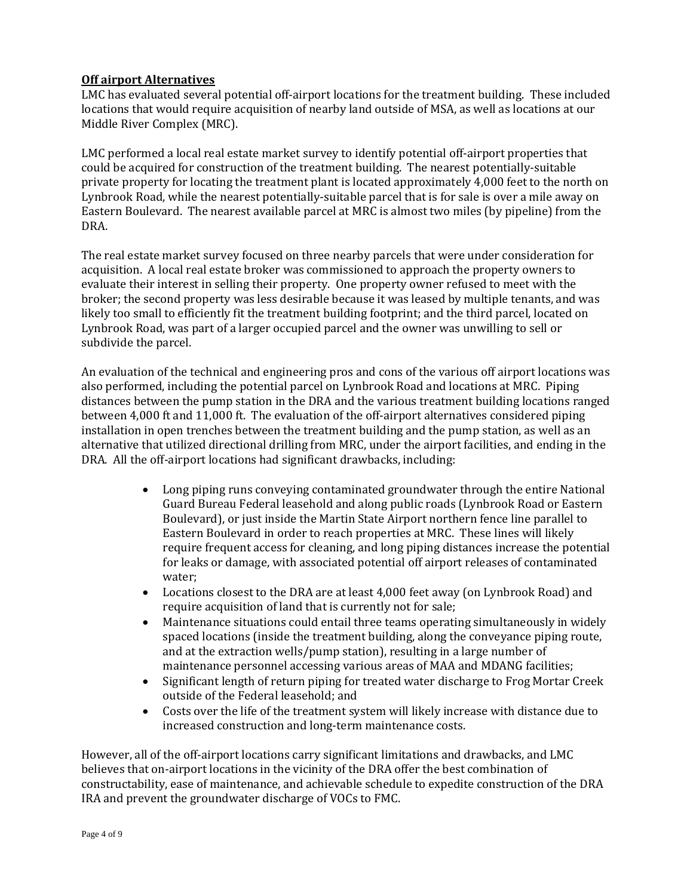## **Off airport Alternatives**

LMC has evaluated several potential off-airport locations for the treatment building. These included locations that would require acquisition of nearby land outside of MSA, as well as locations at our Middle River Complex (MRC).

LMC performed a local real estate market survey to identify potential off-airport properties that could be acquired for construction of the treatment building. The nearest potentially-suitable private property for locating the treatment plant is located approximately 4,000 feet to the north on Lynbrook Road, while the nearest potentially-suitable parcel that is for sale is over a mile away on Eastern Boulevard. The nearest available parcel at MRC is almost two miles (by pipeline) from the DRA.

The real estate market survey focused on three nearby parcels that were under consideration for acquisition. A local real estate broker was commissioned to approach the property owners to evaluate their interest in selling their property. One property owner refused to meet with the broker; the second property was less desirable because it was leased by multiple tenants, and was likely too small to efficiently fit the treatment building footprint; and the third parcel, located on Lynbrook Road, was part of a larger occupied parcel and the owner was unwilling to sell or subdivide the parcel.

An evaluation of the technical and engineering pros and cons of the various off airport locations was also performed, including the potential parcel on Lynbrook Road and locations at MRC. Piping distances between the pump station in the DRA and the various treatment building locations ranged between 4,000 ft and 11,000 ft. The evaluation of the off-airport alternatives considered piping installation in open trenches between the treatment building and the pump station, as well as an alternative that utilized directional drilling from MRC, under the airport facilities, and ending in the DRA. All the off-airport locations had significant drawbacks, including:

- Long piping runs conveying contaminated groundwater through the entire National Guard Bureau Federal leasehold and along public roads (Lynbrook Road or Eastern Boulevard), or just inside the Martin State Airport northern fence line parallel to Eastern Boulevard in order to reach properties at MRC. These lines will likely require frequent access for cleaning, and long piping distances increase the potential for leaks or damage, with associated potential off airport releases of contaminated water;
- Locations closest to the DRA are at least 4,000 feet away (on Lynbrook Road) and require acquisition of land that is currently not for sale;
- Maintenance situations could entail three teams operating simultaneously in widely spaced locations (inside the treatment building, along the conveyance piping route, and at the extraction wells/pump station), resulting in a large number of maintenance personnel accessing various areas of MAA and MDANG facilities;
- Significant length of return piping for treated water discharge to Frog Mortar Creek outside of the Federal leasehold; and
- Costs over the life of the treatment system will likely increase with distance due to increased construction and long-term maintenance costs.

However, all of the off-airport locations carry significant limitations and drawbacks, and LMC believes that on-airport locations in the vicinity of the DRA offer the best combination of constructability, ease of maintenance, and achievable schedule to expedite construction of the DRA IRA and prevent the groundwater discharge of VOCs to FMC.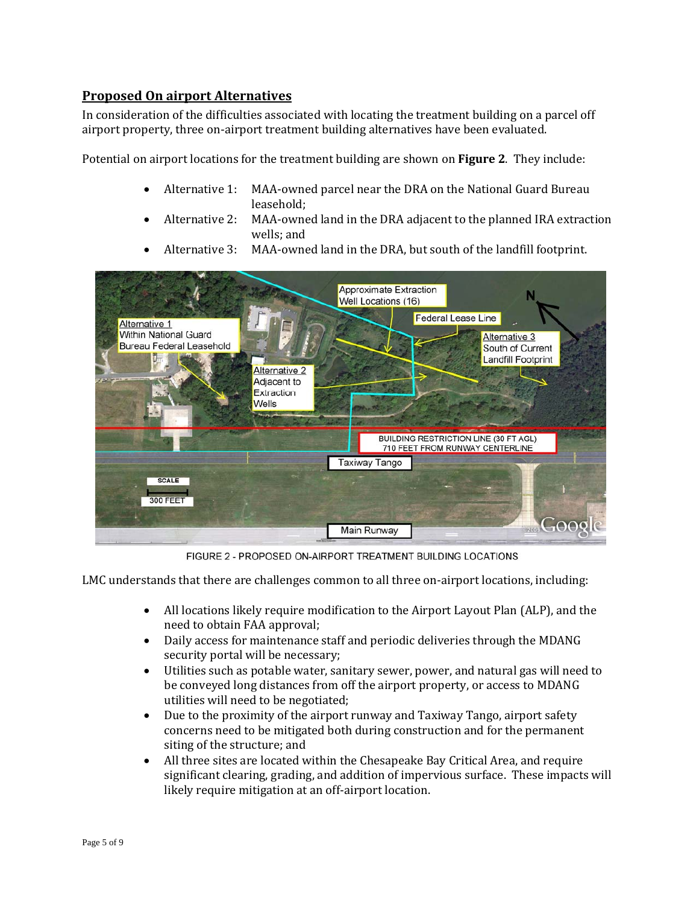## Proposed On airport Alternatives

In consideration of the difficulties associated with locating the treatment building on a parcel off airport property, three on-airport treatment building alternatives have been evaluated.

Potential on airport locations for the treatment building are shown on **Figure 2**. They include:

- Alternative 1: MAA-owned parcel near the DRA on the National Guard Bureau leasehold;
- Alternative 2: MAA-owned land in the DRA adjacent to the planned IRA extraction wells; and
- Alternative 3: MAA-owned land in the DRA, but south of the landfill footprint.

FIGURE 2 - PROPOSED ON-AIRPORT TREATMENT BUILDING LOCATIONS

LMC understands that there are challenges common to all three on-airport locations, including:

- All locations likely require modification to the Airport Layout Plan (ALP), and the need to obtain FAA approval;
- Daily access for maintenance staff and periodic deliveries through the MDANG security portal will be necessary;
- Utilities such as potable water, sanitary sewer, power, and natural gas will need to be conveyed long distances from off the airport property, or access to MDANG utilities will need to be negotiated;
- Due to the proximity of the airport runway and Taxiway Tango, airport safety concerns need to be mitigated both during construction and for the permanent siting of the structure; and
- All three sites are located within the Chesapeake Bay Critical Area, and require significant clearing, grading, and addition of impervious surface. These impacts will likely require mitigation at an off-airport location.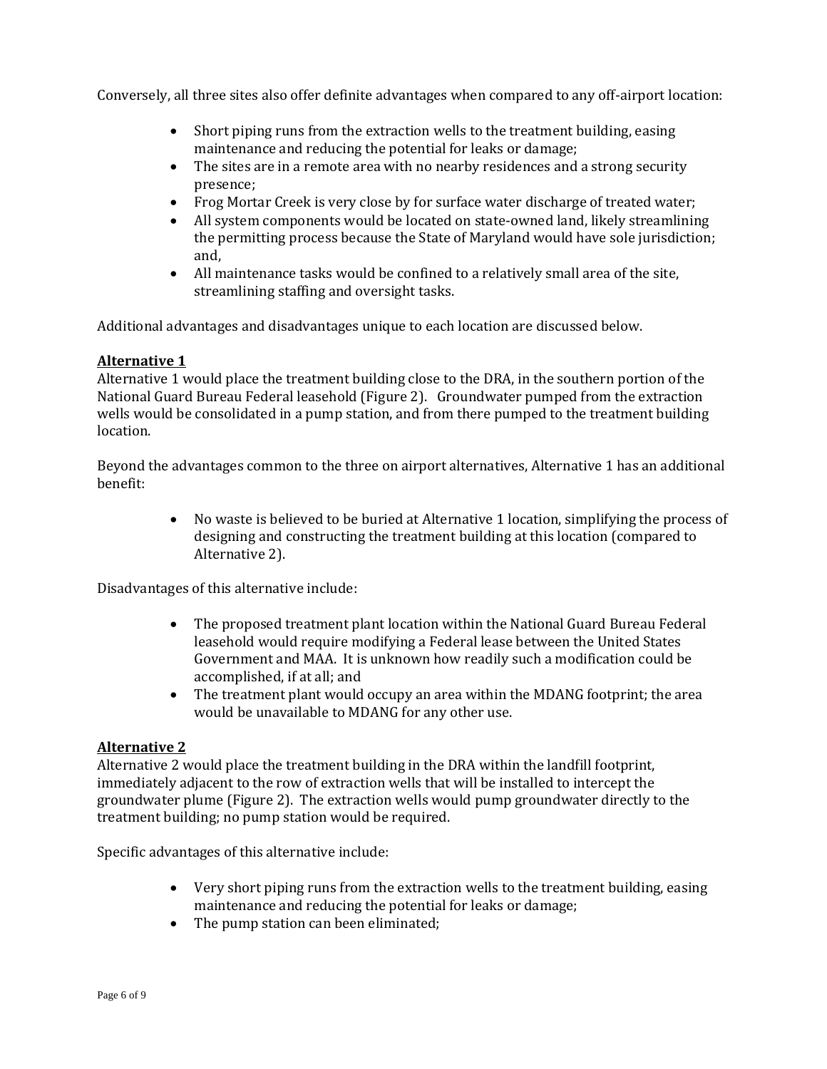Conversely, all three sites also offer definite advantages when compared to any off-airport location:

- Short piping runs from the extraction wells to the treatment building, easing maintenance and reducing the potential for leaks or damage;
- The sites are in a remote area with no nearby residences and a strong security presence;
- Frog Mortar Creek is very close by for surface water discharge of treated water;
- All system components would be located on state-owned land, likely streamlining the permitting process because the State of Maryland would have sole jurisdiction; and,
- All maintenance tasks would be confined to a relatively small area of the site, streamlining staffing and oversight tasks.

Additional advantages and disadvantages unique to each location are discussed below.

**Alternative 1**

Alternative 1 would place the treatment building close to the DRA, in the southern portion of the National Guard Bureau Federal leasehold (Figure 2). Groundwater pumped from the extraction wells would be consolidated in a pump station, and from there pumped to the treatment building location.

Beyond the advantages common to the three on airport alternatives, Alternative 1 has an additional benefit:

- No waste is believed to be buried at Alternative 1 location, simplifying the process of designing and constructing the treatment building at this location (compared to Alternative 2).

Disadvantages of this alternative include:

- The proposed treatment plant location within the National Guard Bureau Federal leasehold would require modifying a Federal lease between the United States Government and MAA. It is unknown how readily such a modification could be accomplished, if at all; and
- The treatment plant would occupy an area within the MDANG footprint; the area would be unavailable to MDANG for any other use.

**Alternative 2**

Alternative 2 would place the treatment building in the DRA within the landfill footprint, immediately adjacent to the row of extraction wells that will be installed to intercept the groundwater plume (Figure 2). The extraction wells would pump groundwater directly to the treatment building; no pump station would be required.

Specific advantages of this alternative include:

- Very short piping runs from the extraction wells to the treatment building, easing maintenance and reducing the potential for leaks or damage;
- The pump station can been eliminated;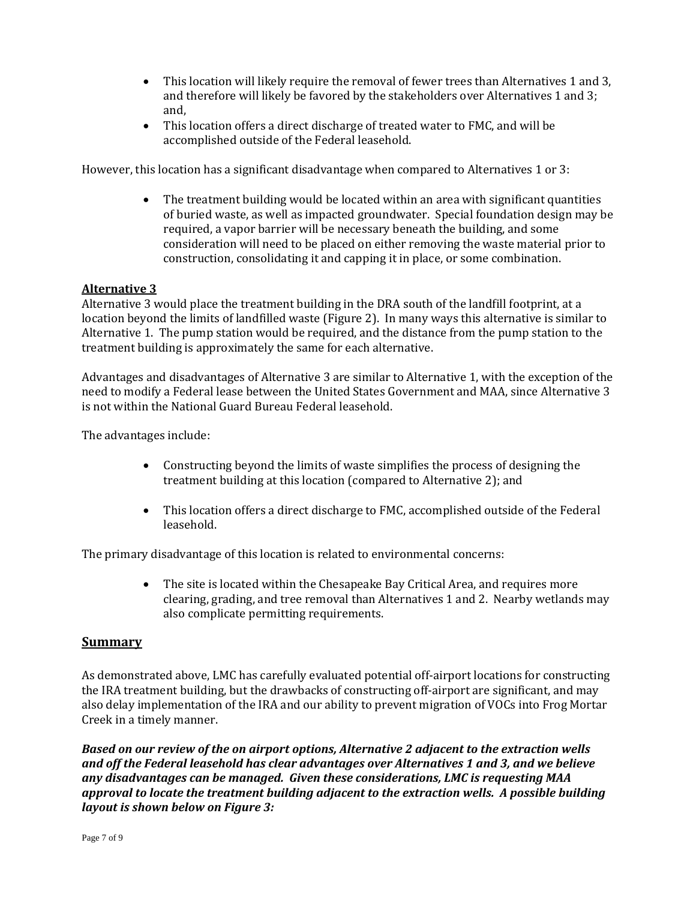- This location will likely require the removal of fewer trees than Alternatives 1 and 3, and therefore will likely be favored by the stakeholders over Alternatives 1 and 3; and,
- This location offers a direct discharge of treated water to FMC, and will be accomplished outside of the Federal leasehold.

However, this location has a significant disadvantage when compared to Alternatives 1 or 3:

- The treatment building would be located within an area with significant quantities of buried waste, as well as impacted groundwater. Special foundation design may be required, a vapor barrier will be necessary beneath the building, and some consideration will need to be placed on either removing the waste material prior to construction, consolidating it and capping it in place, or some combination.

**Alternative 3**

Alternative 3 would place the treatment building in the DRA south of the landfill footprint, at a location beyond the limits of landfilled waste (Figure 2). In many ways this alternative is similar to Alternative 1. The pump station would be required, and the distance from the pump station to the treatment building is approximately the same for each alternative.

Advantages and disadvantages of Alternative 3 are similar to Alternative 1, with the exception of the need to modify a Federal lease between the United States Government and MAA, since Alternative 3 is not within the National Guard Bureau Federal leasehold.

The advantages include:

- Constructing beyond the limits of waste simplifies the process of designing the treatment building at this location (compared to Alternative 2); and
- This location offers a direct discharge to FMC, accomplished outside of the Federal leasehold.

The primary disadvantage of this location is related to environmental concerns:

- The site is located within the Chesapeake Bay Critical Area, and requires more clearing, grading, and tree removal than Alternatives 1 and 2. Nearby wetlands may also complicate permitting requirements.

## Summary

As demonstrated above, LMC has carefully evaluated potential off-airport locations for constructing the IRA treatment building, but the drawbacks of constructing off-airport are significant, and may also delay implementation of the IRA and our ability to prevent migration of VOCs into Frog Mortar Creek in a timely manner.

***Based on our review of the on airport options, Alternative 2 adjacent to the extraction wells and off the Federal leasehold has clear advantages over Alternatives 1 and 3, and we believe any disadvantages can be managed. Given these considerations, LMC is requesting MAA approval to locate the treatment building adjacent to the extraction wells. A possible building layout is shown below on Figure 3:***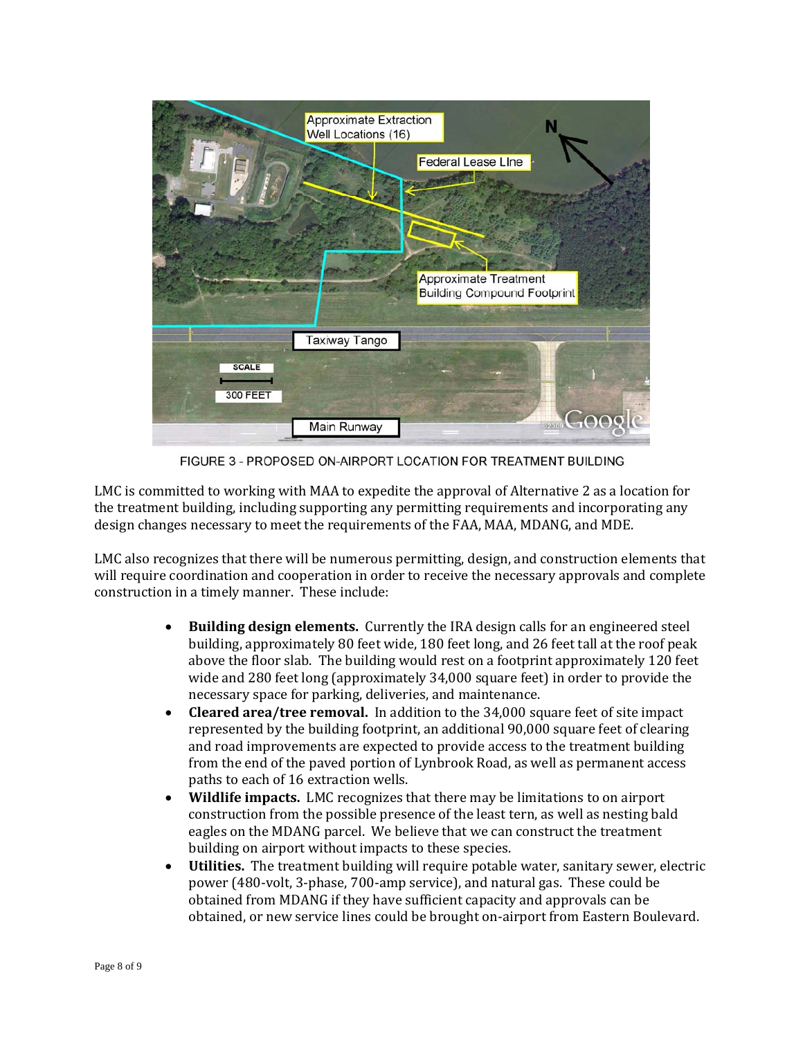FIGURE 3 - PROPOSED ON-AIRPORT LOCATION FOR TREATMENT BUILDING

LMC is committed to working with MAA to expedite the approval of Alternative 2 as a location for the treatment building, including supporting any permitting requirements and incorporating any design changes necessary to meet the requirements of the FAA, MAA, MDANG, and MDE.

LMC also recognizes that there will be numerous permitting, design, and construction elements that will require coordination and cooperation in order to receive the necessary approvals and complete construction in a timely manner. These include:

- **Building design elements.** Currently the IRA design calls for an engineered steel building, approximately 80 feet wide, 180 feet long, and 26 feet tall at the roof peak above the floor slab. The building would rest on a footprint approximately 120 feet wide and 280 feet long (approximately 34,000 square feet) in order to provide the necessary space for parking, deliveries, and maintenance.
- **Cleared area/tree removal.** In addition to the 34,000 square feet of site impact represented by the building footprint, an additional 90,000 square feet of clearing and road improvements are expected to provide access to the treatment building from the end of the paved portion of Lynbrook Road, as well as permanent access paths to each of 16 extraction wells.
- **Wildlife impacts.** LMC recognizes that there may be limitations to on airport construction from the possible presence of the least tern, as well as nesting bald eagles on the MDANG parcel. We believe that we can construct the treatment building on airport without impacts to these species.
- **Utilities.** The treatment building will require potable water, sanitary sewer, electric power (480-volt, 3-phase, 700-amp service), and natural gas. These could be obtained from MDANG if they have sufficient capacity and approvals can be obtained, or new service lines could be brought on-airport from Eastern Boulevard.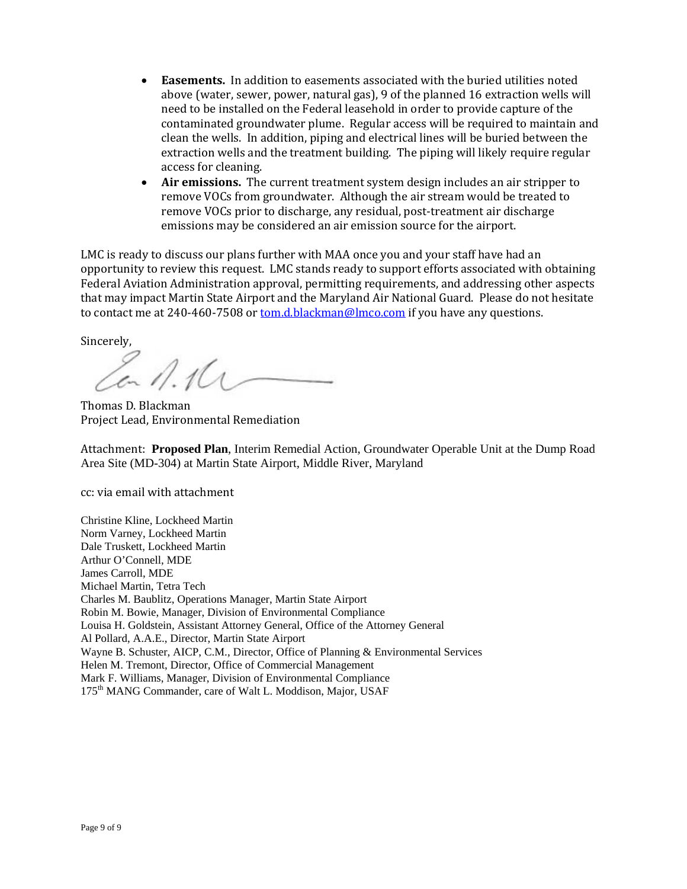- **Easements.** In addition to easements associated with the buried utilities noted above (water, sewer, power, natural gas), 9 of the planned 16 extraction wells will need to be installed on the Federal leasehold in order to provide capture of the contaminated groundwater plume. Regular access will be required to maintain and clean the wells. In addition, piping and electrical lines will be buried between the extraction wells and the treatment building. The piping will likely require regular access for cleaning.
- **Air emissions.** The current treatment system design includes an air stripper to remove VOCs from groundwater. Although the air stream would be treated to remove VOCs prior to discharge, any residual, post-treatment air discharge emissions may be considered an air emission source for the airport.

LMC is ready to discuss our plans further with MAA once you and your staff have had an opportunity to review this request. LMC stands ready to support efforts associated with obtaining Federal Aviation Administration approval, permitting requirements, and addressing other aspects that may impact Martin State Airport and the Maryland Air National Guard. Please do not hesitate to contact me at 240-460-7508 or tom.d.blackman@lmco.com if you have any questions.

Sincerely,

Thomas D. Blackman
Project Lead, Environmental Remediation

Attachment: **Proposed Plan**, Interim Remedial Action, Groundwater Operable Unit at the Dump Road Area Site (MD-304) at Martin State Airport, Middle River, Maryland

cc: via email with attachment

Christine Kline, Lockheed Martin
Norm Varney, Lockheed Martin
Dale Truskett, Lockheed Martin
Arthur O'Connell, MDE
James Carroll, MDE
Michael Martin, Tetra Tech
Charles M. Baublitz, Operations Manager, Martin State Airport
Robin M. Bowie, Manager, Division of Environmental Compliance
Louisa H. Goldstein, Assistant Attorney General, Office of the Attorney General
Al Pollard, A.A.E., Director, Martin State Airport
Wayne B. Schuster, AICP, C.M., Director, Office of Planning & Environmental Services
Helen M. Tremont, Director, Office of Commercial Management
Mark F. Williams, Manager, Division of Environmental Compliance
175th MANG Commander, care of Walt L. Moddison, Major, USAF